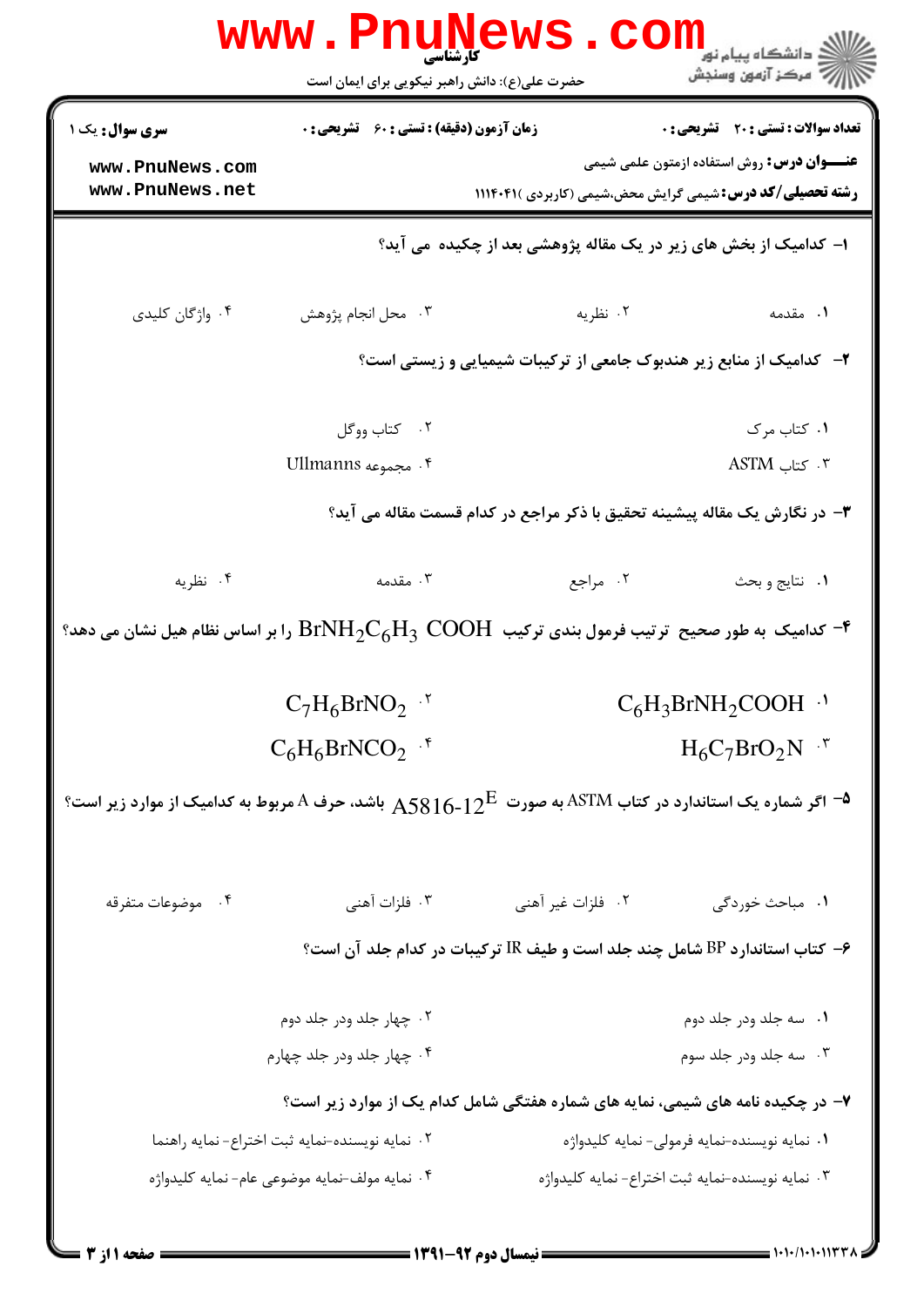کارشناسی

حضرت علی(ع): دانش راهبر نیکویی برای ایمان است

**سری سوال:** یک ۱

**زمان آزمون (دقیقه) : تستی : ۶۰ تشریحی : ۰**

**تعداد سوالات : تستی : ۲۰ تشریحی : ۰**

**عنــــوان درس:** روش استفاده ازمتون علمی شیمی

**رشته تحصیلی/کد درس:** شیمی گرایش محض،شیمی (کاربردی )۱۱۱۴۰۴۱

۱- کدامیک از بخش های زیر در یک مقاله پژوهشی بعد از چکیده می آید؟

۱. مقدمه
۲. نظریه
۳. محل انجام پژوهش
۴. واژگان کلیدی

۲- کدامیک از منابع زیر هندبوک جامعی از ترکیبات شیمیایی و زیستی است؟

۱. کتاب مرک
۲. کتاب ووگل
۳. کتاب ASTM
۴. مجموعه Ullmanns

۳- در نگارش یک مقاله پیشینه تحقیق با ذکر مراجع در کدام قسمت مقاله می آید؟

۱. نتایج و بحث
۲. مراجع
۳. مقدمه
۴. نظریه

۴- کدامیک به طور صحیح ترتیب فرمول بندی ترکیب $BrNH_2C_6H_3\ COOH$ را بر اساس نظام هیل نشان می دهد؟

۱. $C_6H_3BrNH_2COOH$
۲. $C_7H_6BrNO_2$
۳. $H_6C_7BrO_2N$
۴. $C_6H_6BrNCO_2$

۵- اگر شماره یک استاندارد در کتاب ASTM به صورت $A5816\text{-}12^E$ باشد، حرف A مربوط به کدامیک از موارد زیر است؟

۱. مباحث خوردگی
۲. فلزات غیر آهنی
۳. فلزات آهنی
۴. موضوعات متفرقه

۶- کتاب استاندارد BP شامل چند جلد است و طیف IR ترکیبات در کدام جلد آن است؟

۱. سه جلد ودر جلد دوم
۲. چهار جلد ودر جلد دوم
۳. سه جلد ودر جلد سوم
۴. چهار جلد ودر جلد چهارم

۷- در چکیده نامه های شیمی، نمایه های شماره هفتگی شامل کدام یک از موارد زیر است؟

۱. نمایه نویسنده-نمایه فرمولی- نمایه کلیدواژه
۲. نمایه نویسنده-نمایه ثبت اختراع- نمایه راهنما
۳. نمایه نویسنده-نمایه ثبت اختراع- نمایه کلیدواژه
۴. نمایه مولف-نمایه موضوعی عام- نمایه کلیدواژه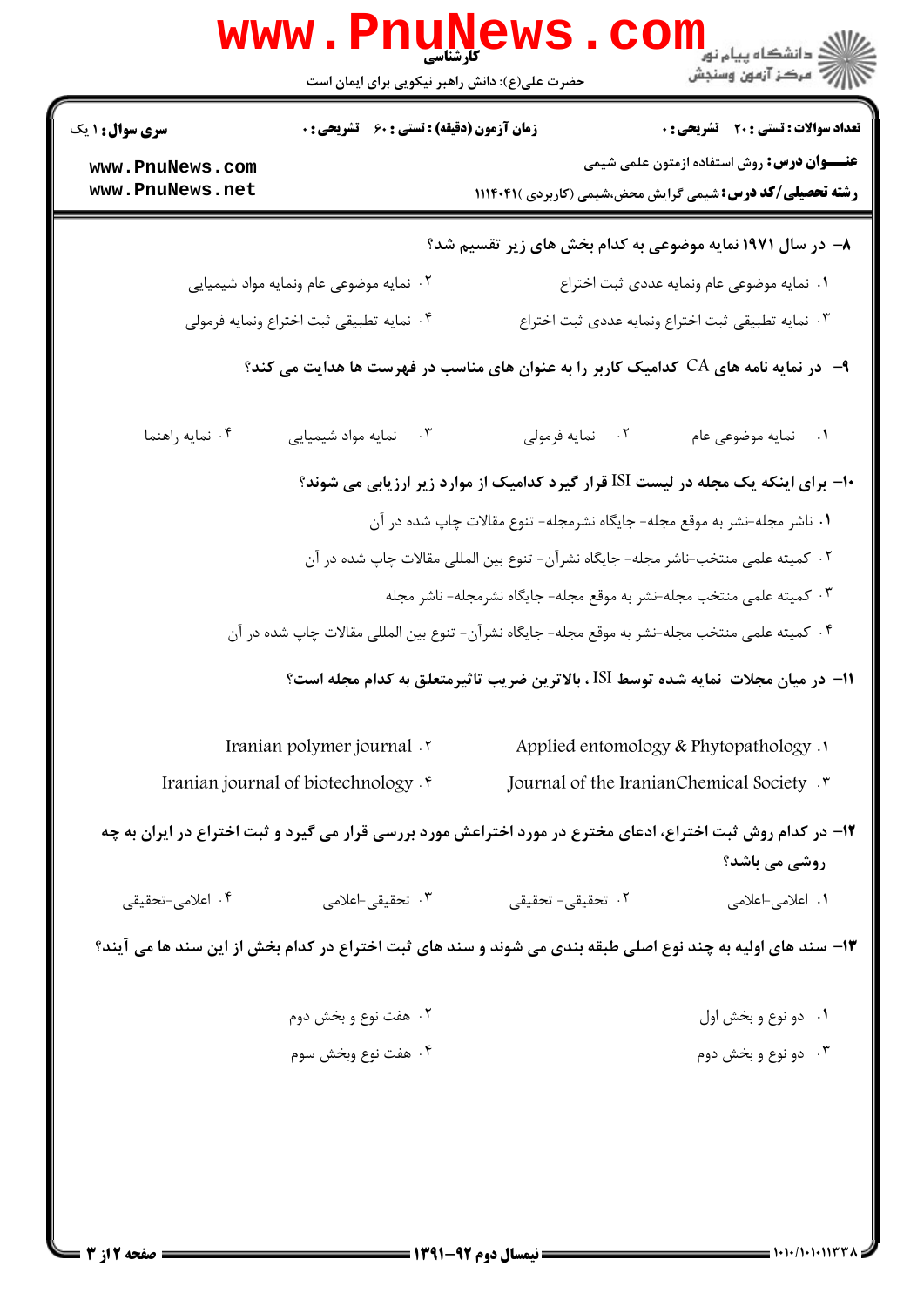**کارشناسی**

حضرت علی(ع): دانش راهبر نیکویی برای ایمان است

**تعداد سوالات : تستی : ۲۰ تشریحی : ۰** | **زمان آزمون (دقیقه) : تستی : ۶۰ تشریحی : ۰** | **سری سوال : ۱ یک**

**عنــــوان درس :** روش استفاده ازمتون علمی شیمی

**رشته تحصیلی/کد درس :** شیمی گرایش محض،شیمی (کاربردی )۱۱۱۴۰۴۱

www.PnuNews.com
www.PnuNews.net

**۸– در سال ۱۹۷۱ نمایه موضوعی به کدام بخش های زیر تقسیم شد؟**

۱. نمایه موضوعی عام ونمایه عددی ثبت اختراع

۲. نمایه موضوعی عام ونمایه مواد شیمیایی

۳. نمایه تطبیقی ثبت اختراع ونمایه عددی ثبت اختراع

۴. نمایه تطبیقی ثبت اختراع ونمایه فرمولی

**۹– در نمایه نامه های CA کدامیک کاربر را به عنوان های مناسب در فهرست ها هدایت می کند؟**

۱. نمایه موضوعی عام

۲. نمایه فرمولی

۳. نمایه مواد شیمیایی

۴. نمایه راهنما

**۱۰– برای اینکه یک مجله در لیست ISI قرار گیرد کدامیک از موارد زیر ارزیابی می شوند؟**

۱. ناشر مجله-نشر به موقع مجله- جایگاه نشرمجله- تنوع مقالات چاپ شده در آن

۲. کمیته علمی منتخب-ناشر مجله- جایگاه نشرآن- تنوع بین المللی مقالات چاپ شده در آن

۳. کمیته علمی منتخب مجله-نشر به موقع مجله- جایگاه نشرمجله- ناشر مجله

۴. کمیته علمی منتخب مجله-نشر به موقع مجله- جایگاه نشرآن- تنوع بین المللی مقالات چاپ شده در آن

**۱۱– در میان مجلات نمایه شده توسط ISI ، بالاترین ضریب تاثیرمتعلق به کدام مجله است؟**

۱. Applied entomology & Phytopathology

۲. Iranian polymer journal

۳. Journal of the IranianChemical Society

۴. Iranian journal of biotechnology

**۱۲– در کدام روش ثبت اختراع، ادعای مخترع در مورد اختراعش مورد بررسی قرار می گیرد و ثبت اختراع در ایران به چه روشی می باشد؟**

۱. اعلامی-اعلامی

۲. تحقیقی- تحقیقی

۳. تحقیقی-اعلامی

۴. اعلامی-تحقیقی

**۱۳– سند های اولیه به چند نوع اصلی طبقه بندی می شوند و سند های ثبت اختراع در کدام بخش از این سند ها می آیند؟**

۱. دو نوع و بخش اول

۲. هفت نوع و بخش دوم

۳. دو نوع و بخش دوم

۴. هفت نوع وبخش سوم

نیمسال دوم ۹۲-۱۳۹۱

۱۰۱۰/۱۰۱۰۱۱۳۳۸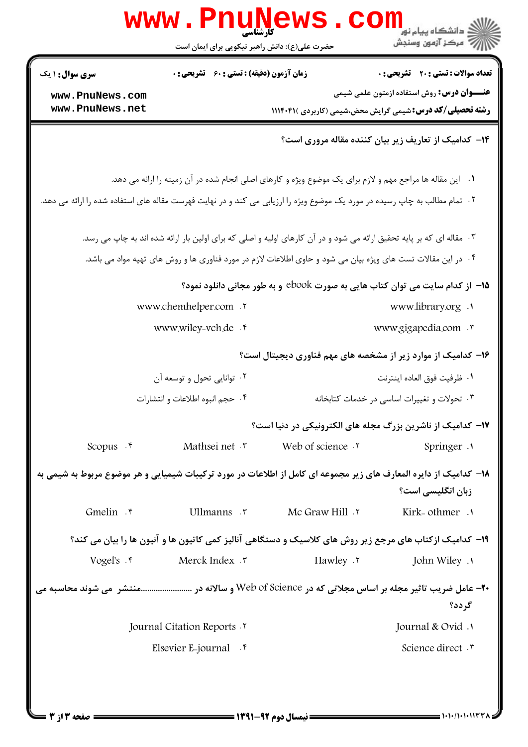۱۴- کدامیک از تعاریف زیر بیان کننده مقاله مروری است؟

۱. این مقاله ها مراجع مهم و لازم برای یک موضوع ویژه و کارهای اصلی انجام شده در آن زمینه را ارائه می دهد.

۲. تمام مطالب به چاپ رسیده در مورد یک موضوع ویژه را ارزیابی می کند و در نهایت فهرست مقاله های استفاده شده را ارائه می دهد.

۳. مقاله ای که بر پایه تحقیق ارائه می شود و در آن کارهای اولیه و اصلی که برای اولین بار ارائه شده اند به چاپ می رسد.

۴. در این مقالات تست های ویژه بیان می شود و حاوی اطلاعات لازم در مورد فناوری ها و روش های تهیه مواد می باشد.

۱۵- از کدام سایت می توان کتاب هایی به صورت ebook و به طور مجانی دانلود نمود؟

۱. www.library.org
۲. www.chemhelper.com
۳. www.gigapedia.com
۴. www.wiley-vch.de

۱۶- کدامیک از موارد زیر از مشخصه های مهم فناوری دیجیتال است؟

۱. ظرفیت فوق العاده اینترنت
۲. توانایی تحول و توسعه آن
۳. تحولات و تغییرات اساسی در خدمات کتابخانه
۴. حجم انبوه اطلاعات و انتشارات

۱۷- کدامیک از ناشرین بزرگ مجله های الکترونیکی در دنیا است؟

۱. Springer
۲. Web of science
۳. Mathsei net
۴. Scopus

۱۸- کدامیک از دایره المعارف های زیر مجموعه ای کامل از اطلاعات در مورد ترکیبات شیمیایی و هر موضوع مربوط به شیمی به زبان انگلیسی است؟

۱. Kirk- othmer
۲. Mc Graw Hill
۳. Ullmanns
۴. Gmelin

۱۹- کدامیک ازکتاب های مرجع زیر روش های کلاسیک و دستگاهی آنالیز کمی کاتیون ها و آنیون ها را بیان می کند؟

۱. John Wiley
۲. Hawley
۳. Merck Index
۴. Vogel's

۲۰- عامل ضریب تاثیر مجله بر اساس مجلاتی که در Web of Science و سالانه در ......................منتشر می شوند محاسبه می گردد؟

۱. Journal & Ovid
۲. Journal Citation Reports
۳. Science direct
۴. Elsevier E-journal